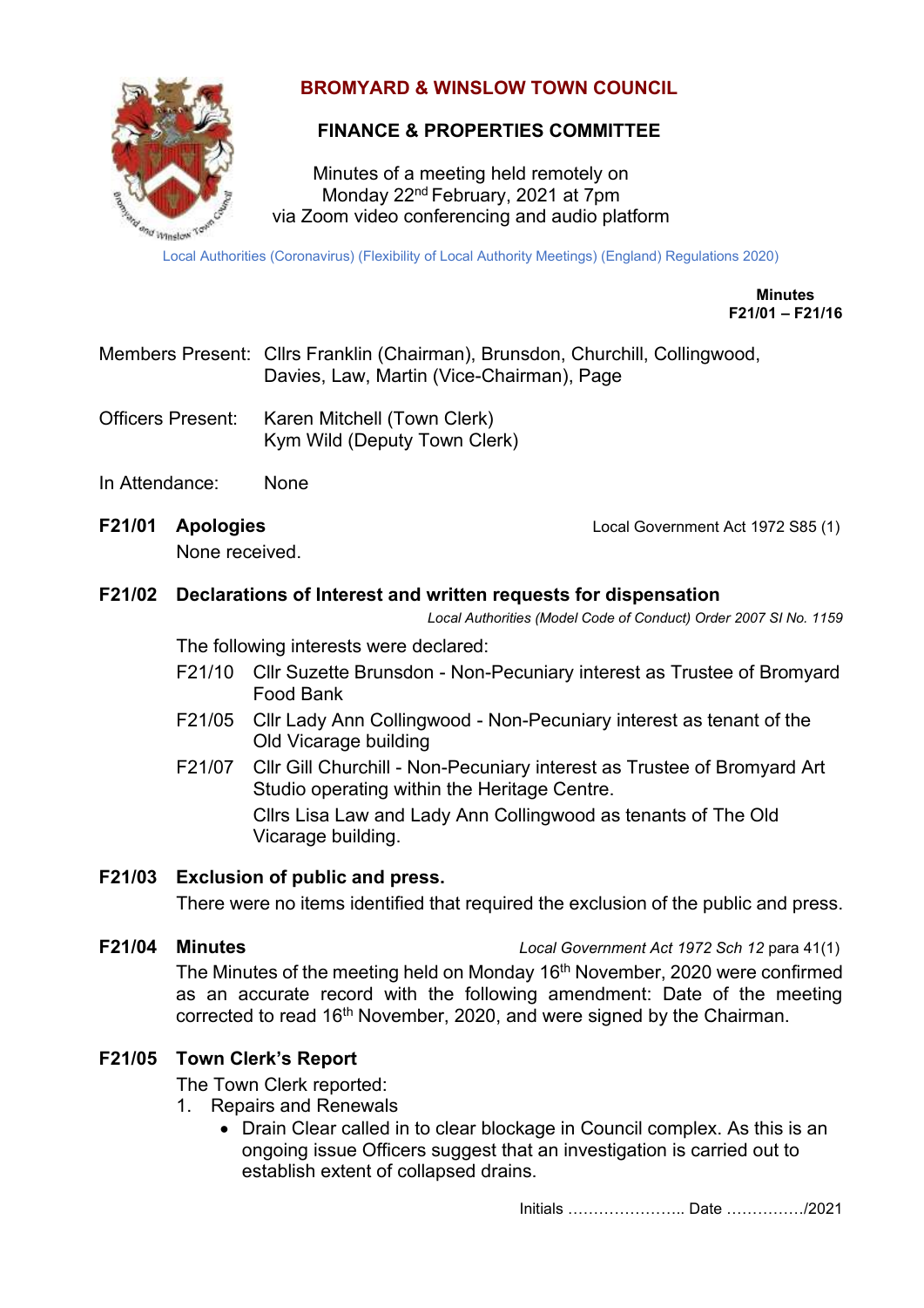# BROMYARD & WINSLOW TOWN COUNCIL

## FINANCE & PROPERTIES COMMITTEE

Minutes of a meeting held remotely on
Monday 22nd February, 2021 at 7pm
via Zoom video conferencing and audio platform

Local Authorities (Coronavirus) (Flexibility of Local Authority Meetings) (England) Regulations 2020)

**Minutes**
**F21/01 – F21/16**

Members Present: Cllrs Franklin (Chairman), Brunsdon, Churchill, Collingwood, Davies, Law, Martin (Vice-Chairman), Page

Officers Present: Karen Mitchell (Town Clerk)
Kym Wild (Deputy Town Clerk)

In Attendance: None

**F21/01 Apologies** — Local Government Act 1972 S85 (1)

None received.

**F21/02 Declarations of Interest and written requests for dispensation**

*Local Authorities (Model Code of Conduct) Order 2007 SI No. 1159*

The following interests were declared:

- F21/10 Cllr Suzette Brunsdon - Non-Pecuniary interest as Trustee of Bromyard Food Bank
- F21/05 Cllr Lady Ann Collingwood - Non-Pecuniary interest as tenant of the Old Vicarage building
- F21/07 Cllr Gill Churchill - Non-Pecuniary interest as Trustee of Bromyard Art Studio operating within the Heritage Centre.
  Cllrs Lisa Law and Lady Ann Collingwood as tenants of The Old Vicarage building.

**F21/03 Exclusion of public and press.**

There were no items identified that required the exclusion of the public and press.

**F21/04 Minutes** — *Local Government Act 1972 Sch 12* para 41(1)

The Minutes of the meeting held on Monday 16th November, 2020 were confirmed as an accurate record with the following amendment: Date of the meeting corrected to read 16th November, 2020, and were signed by the Chairman.

**F21/05 Town Clerk's Report**

The Town Clerk reported:

1. Repairs and Renewals
   - Drain Clear called in to clear blockage in Council complex. As this is an ongoing issue Officers suggest that an investigation is carried out to establish extent of collapsed drains.

Initials ………………….. Date ……………/2021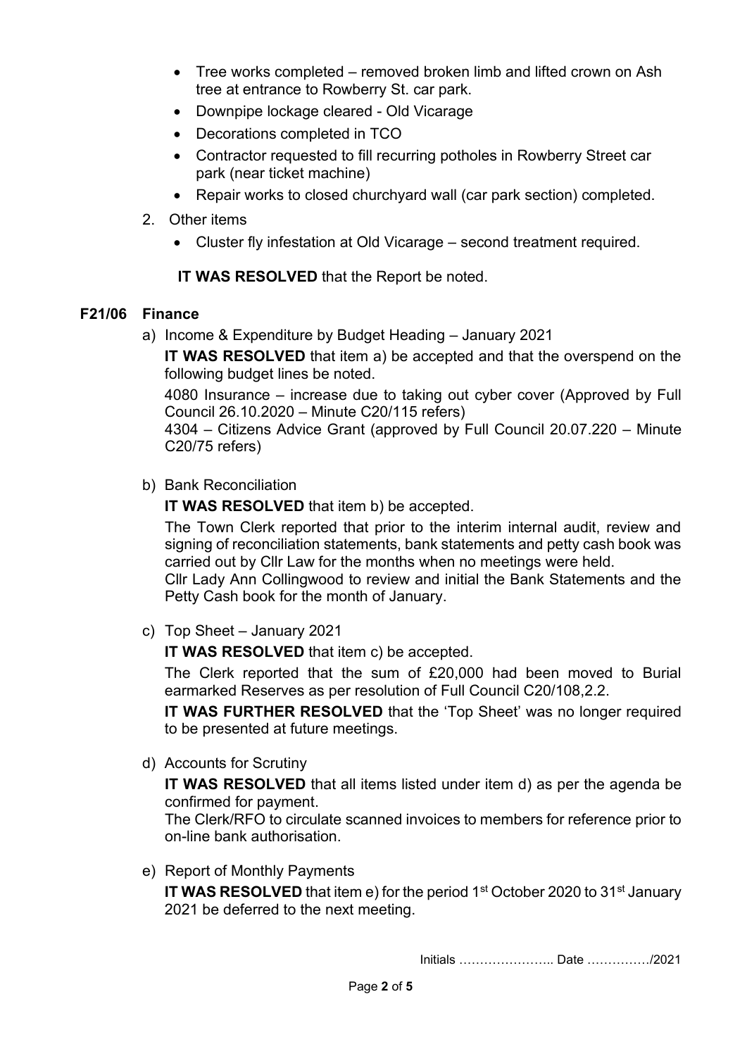- Tree works completed – removed broken limb and lifted crown on Ash tree at entrance to Rowberry St. car park.
- Downpipe lockage cleared - Old Vicarage
- Decorations completed in TCO
- Contractor requested to fill recurring potholes in Rowberry Street car park (near ticket machine)
- Repair works to closed churchyard wall (car park section) completed.

2. Other items
   - Cluster fly infestation at Old Vicarage – second treatment required.

**IT WAS RESOLVED** that the Report be noted.

**F21/06 Finance**

a) Income & Expenditure by Budget Heading – January 2021

**IT WAS RESOLVED** that item a) be accepted and that the overspend on the following budget lines be noted.

4080 Insurance – increase due to taking out cyber cover (Approved by Full Council 26.10.2020 – Minute C20/115 refers)
4304 – Citizens Advice Grant (approved by Full Council 20.07.220 – Minute C20/75 refers)

b) Bank Reconciliation

**IT WAS RESOLVED** that item b) be accepted.

The Town Clerk reported that prior to the interim internal audit, review and signing of reconciliation statements, bank statements and petty cash book was carried out by Cllr Law for the months when no meetings were held.
Cllr Lady Ann Collingwood to review and initial the Bank Statements and the Petty Cash book for the month of January.

c) Top Sheet – January 2021

**IT WAS RESOLVED** that item c) be accepted.

The Clerk reported that the sum of £20,000 had been moved to Burial earmarked Reserves as per resolution of Full Council C20/108,2.2.

**IT WAS FURTHER RESOLVED** that the 'Top Sheet' was no longer required to be presented at future meetings.

d) Accounts for Scrutiny

**IT WAS RESOLVED** that all items listed under item d) as per the agenda be confirmed for payment.
The Clerk/RFO to circulate scanned invoices to members for reference prior to on-line bank authorisation.

e) Report of Monthly Payments

**IT WAS RESOLVED** that item e) for the period 1st October 2020 to 31st January 2021 be deferred to the next meeting.

Initials ………………….. Date ……………/2021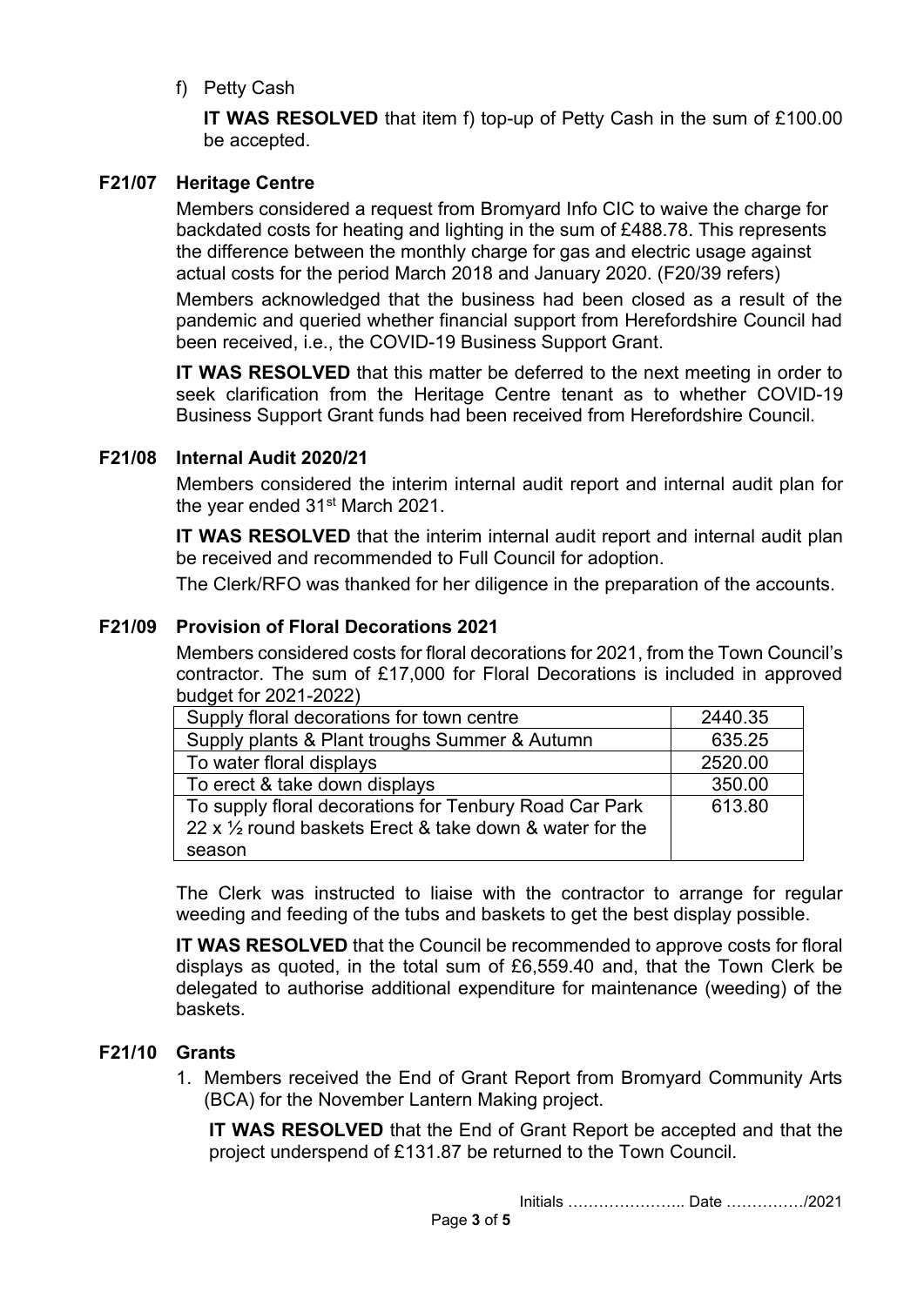f) Petty Cash

**IT WAS RESOLVED** that item f) top-up of Petty Cash in the sum of £100.00 be accepted.

### F21/07 Heritage Centre

Members considered a request from Bromyard Info CIC to waive the charge for backdated costs for heating and lighting in the sum of £488.78. This represents the difference between the monthly charge for gas and electric usage against actual costs for the period March 2018 and January 2020. (F20/39 refers)

Members acknowledged that the business had been closed as a result of the pandemic and queried whether financial support from Herefordshire Council had been received, i.e., the COVID-19 Business Support Grant.

**IT WAS RESOLVED** that this matter be deferred to the next meeting in order to seek clarification from the Heritage Centre tenant as to whether COVID-19 Business Support Grant funds had been received from Herefordshire Council.

### F21/08 Internal Audit 2020/21

Members considered the interim internal audit report and internal audit plan for the year ended 31st March 2021.

**IT WAS RESOLVED** that the interim internal audit report and internal audit plan be received and recommended to Full Council for adoption.

The Clerk/RFO was thanked for her diligence in the preparation of the accounts.

### F21/09 Provision of Floral Decorations 2021

Members considered costs for floral decorations for 2021, from the Town Council's contractor. The sum of £17,000 for Floral Decorations is included in approved budget for 2021-2022)

| Item | Cost |
|---|---|
| Supply floral decorations for town centre | 2440.35 |
| Supply plants & Plant troughs Summer & Autumn | 635.25 |
| To water floral displays | 2520.00 |
| To erect & take down displays | 350.00 |
| To supply floral decorations for Tenbury Road Car Park 22 x ½ round baskets Erect & take down & water for the season | 613.80 |

The Clerk was instructed to liaise with the contractor to arrange for regular weeding and feeding of the tubs and baskets to get the best display possible.

**IT WAS RESOLVED** that the Council be recommended to approve costs for floral displays as quoted, in the total sum of £6,559.40 and, that the Town Clerk be delegated to authorise additional expenditure for maintenance (weeding) of the baskets.

### F21/10 Grants

1. Members received the End of Grant Report from Bromyard Community Arts (BCA) for the November Lantern Making project.

   **IT WAS RESOLVED** that the End of Grant Report be accepted and that the project underspend of £131.87 be returned to the Town Council.

Initials ………………….. Date ……………/2021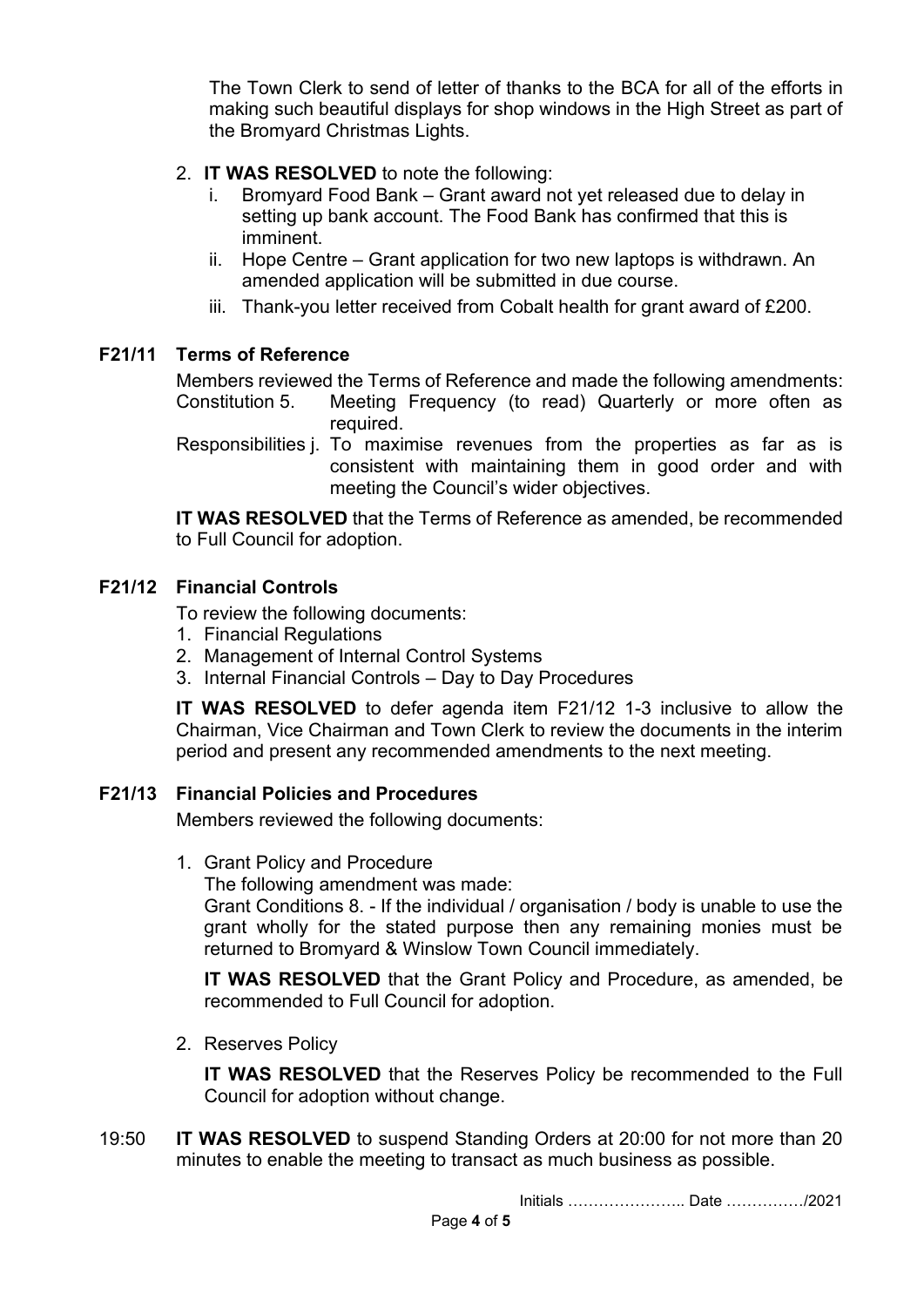The Town Clerk to send of letter of thanks to the BCA for all of the efforts in making such beautiful displays for shop windows in the High Street as part of the Bromyard Christmas Lights.

2. **IT WAS RESOLVED** to note the following:
   i. Bromyard Food Bank – Grant award not yet released due to delay in setting up bank account. The Food Bank has confirmed that this is imminent.
   ii. Hope Centre – Grant application for two new laptops is withdrawn. An amended application will be submitted in due course.
   iii. Thank-you letter received from Cobalt health for grant award of £200.

### F21/11 Terms of Reference

Members reviewed the Terms of Reference and made the following amendments:

Constitution 5. Meeting Frequency (to read) Quarterly or more often as required.

Responsibilities j. To maximise revenues from the properties as far as is consistent with maintaining them in good order and with meeting the Council's wider objectives.

**IT WAS RESOLVED** that the Terms of Reference as amended, be recommended to Full Council for adoption.

### F21/12 Financial Controls

To review the following documents:

1. Financial Regulations
2. Management of Internal Control Systems
3. Internal Financial Controls – Day to Day Procedures

**IT WAS RESOLVED** to defer agenda item F21/12 1-3 inclusive to allow the Chairman, Vice Chairman and Town Clerk to review the documents in the interim period and present any recommended amendments to the next meeting.

### F21/13 Financial Policies and Procedures

Members reviewed the following documents:

1. Grant Policy and Procedure

   The following amendment was made:
   Grant Conditions 8. - If the individual / organisation / body is unable to use the grant wholly for the stated purpose then any remaining monies must be returned to Bromyard & Winslow Town Council immediately.

   **IT WAS RESOLVED** that the Grant Policy and Procedure, as amended, be recommended to Full Council for adoption.

2. Reserves Policy

   **IT WAS RESOLVED** that the Reserves Policy be recommended to the Full Council for adoption without change.

19:50 **IT WAS RESOLVED** to suspend Standing Orders at 20:00 for not more than 20 minutes to enable the meeting to transact as much business as possible.

Initials ………………….. Date ……………/2021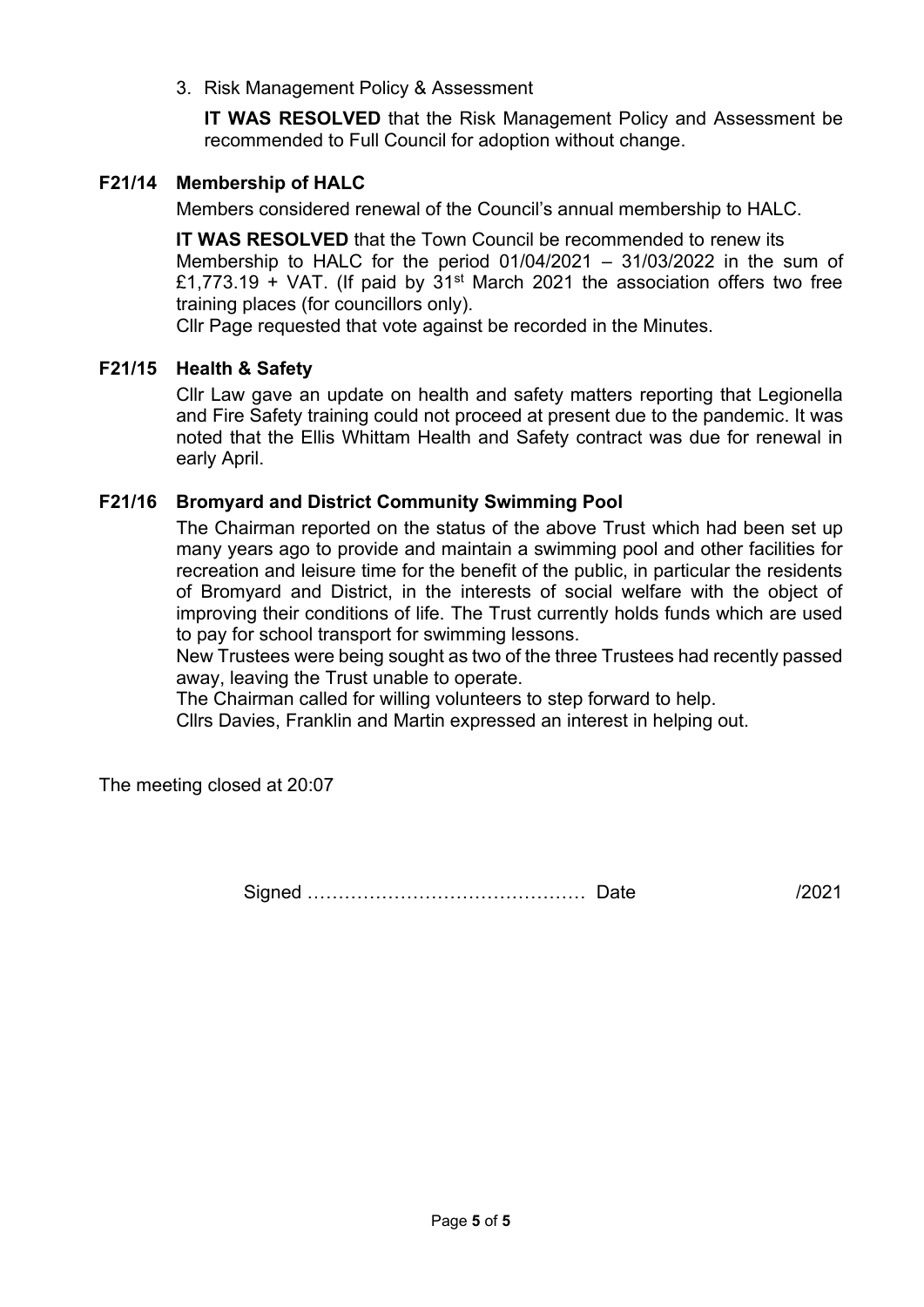3. Risk Management Policy & Assessment

   **IT WAS RESOLVED** that the Risk Management Policy and Assessment be recommended to Full Council for adoption without change.

### F21/14 Membership of HALC

Members considered renewal of the Council's annual membership to HALC.

**IT WAS RESOLVED** that the Town Council be recommended to renew its Membership to HALC for the period 01/04/2021 – 31/03/2022 in the sum of £1,773.19 + VAT. (If paid by 31st March 2021 the association offers two free training places (for councillors only).
Cllr Page requested that vote against be recorded in the Minutes.

### F21/15 Health & Safety

Cllr Law gave an update on health and safety matters reporting that Legionella and Fire Safety training could not proceed at present due to the pandemic. It was noted that the Ellis Whittam Health and Safety contract was due for renewal in early April.

### F21/16 Bromyard and District Community Swimming Pool

The Chairman reported on the status of the above Trust which had been set up many years ago to provide and maintain a swimming pool and other facilities for recreation and leisure time for the benefit of the public, in particular the residents of Bromyard and District, in the interests of social welfare with the object of improving their conditions of life. The Trust currently holds funds which are used to pay for school transport for swimming lessons.
New Trustees were being sought as two of the three Trustees had recently passed away, leaving the Trust unable to operate.
The Chairman called for willing volunteers to step forward to help.
Cllrs Davies, Franklin and Martin expressed an interest in helping out.

The meeting closed at 20:07

Signed ……………………………………… Date /2021